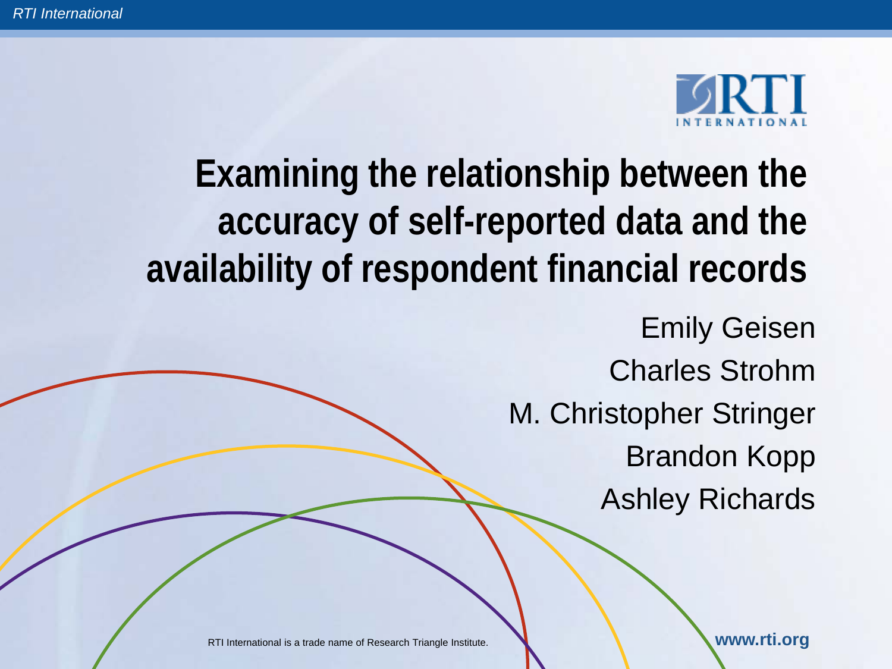# Examining the relationship between the accuracy of self-reported data and the availability of respondent financial records

Emily Geisen

Charles Strohm

M. Christopher Stringer

Brandon Kopp

Ashley Richards

RTI International is a trade name of Research Triangle Institute.

www.rti.org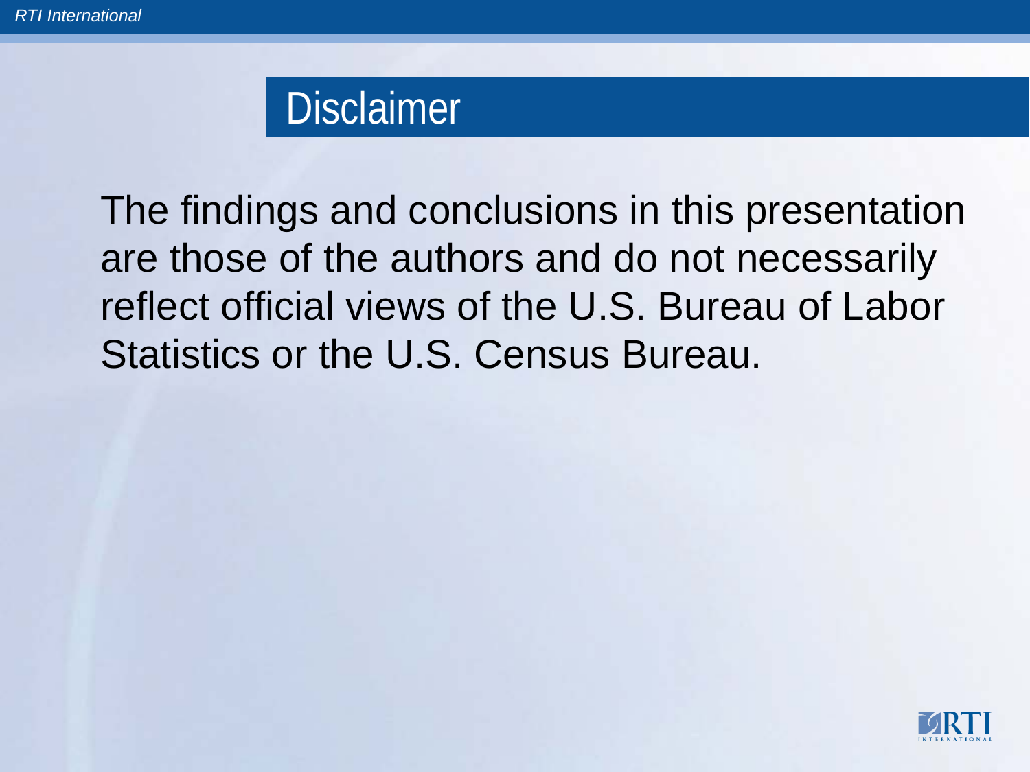# Disclaimer

The findings and conclusions in this presentation are those of the authors and do not necessarily reflect official views of the U.S. Bureau of Labor Statistics or the U.S. Census Bureau.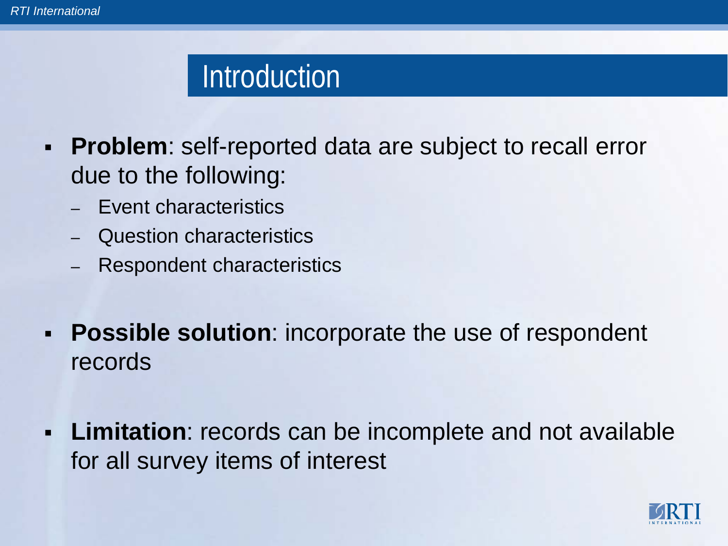# Introduction

- **Problem**: self-reported data are subject to recall error due to the following:
  - Event characteristics
  - Question characteristics
  - Respondent characteristics

- **Possible solution**: incorporate the use of respondent records

- **Limitation**: records can be incomplete and not available for all survey items of interest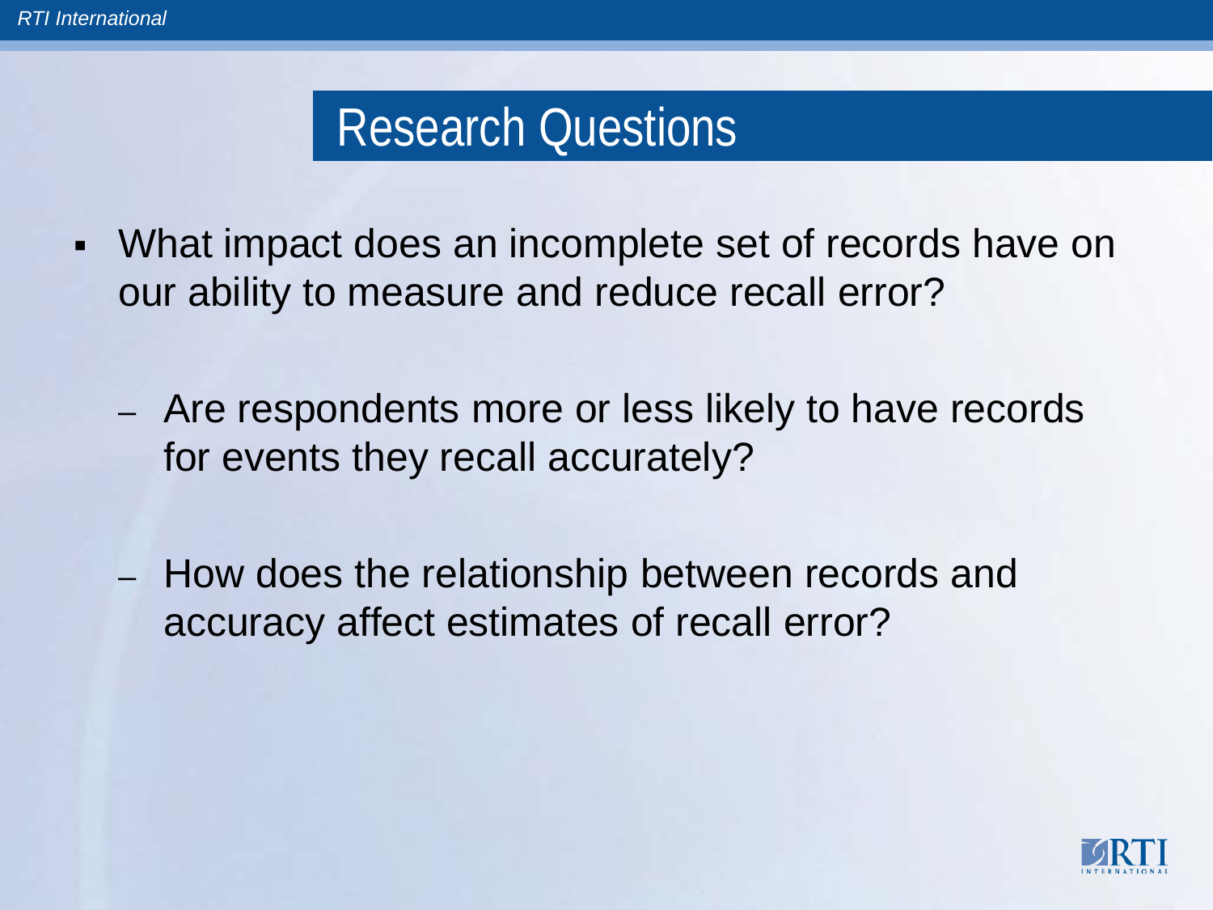# Research Questions

- What impact does an incomplete set of records have on our ability to measure and reduce recall error?
  - Are respondents more or less likely to have records for events they recall accurately?
  - How does the relationship between records and accuracy affect estimates of recall error?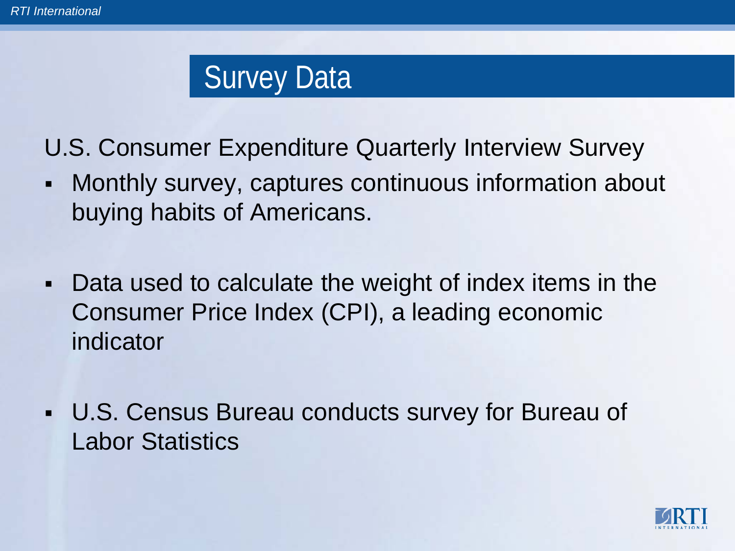# Survey Data

U.S. Consumer Expenditure Quarterly Interview Survey

- Monthly survey, captures continuous information about buying habits of Americans.
- Data used to calculate the weight of index items in the Consumer Price Index (CPI), a leading economic indicator
- U.S. Census Bureau conducts survey for Bureau of Labor Statistics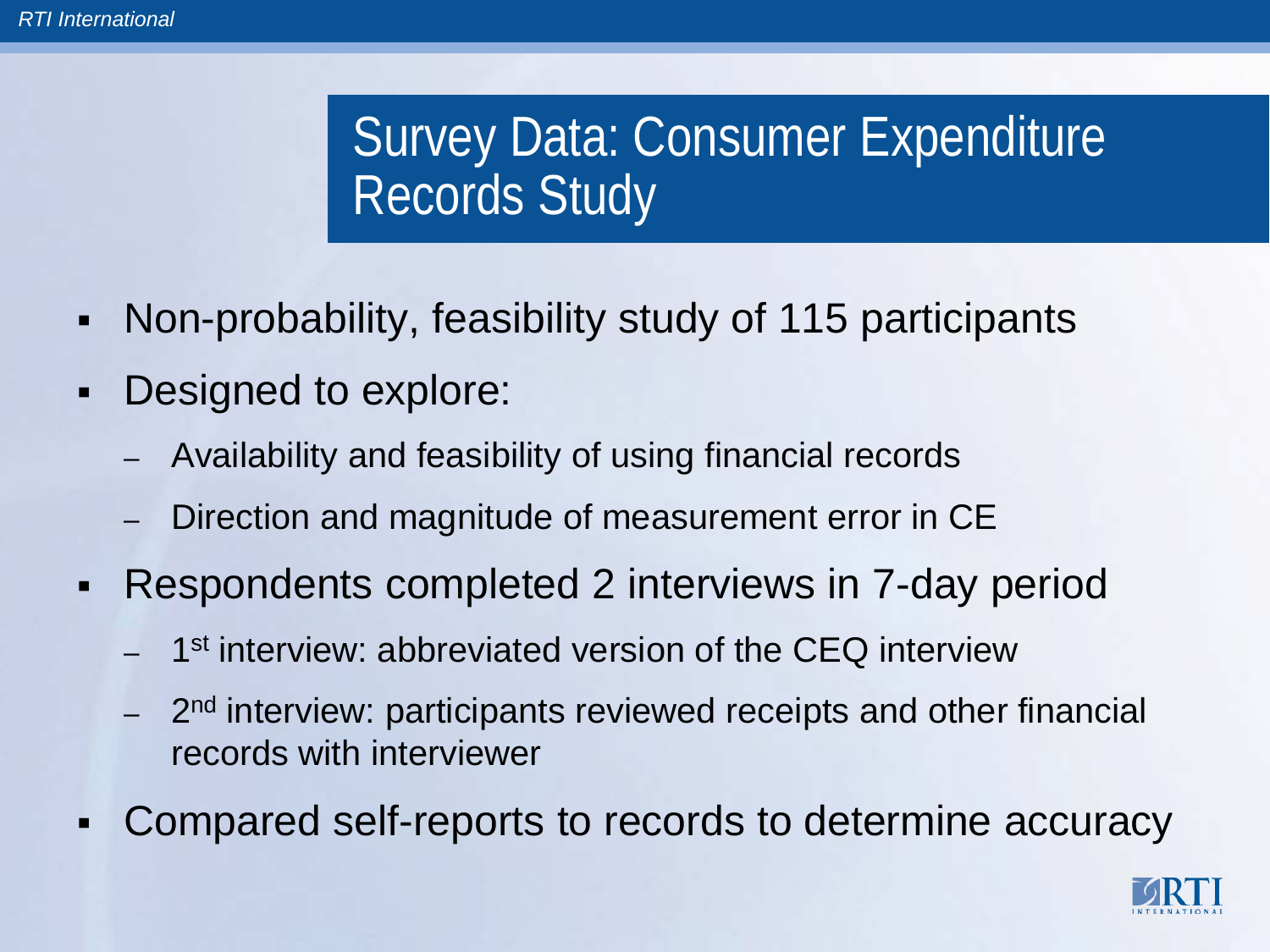# Survey Data: Consumer Expenditure Records Study

- Non-probability, feasibility study of 115 participants
- Designed to explore:
  - Availability and feasibility of using financial records
  - Direction and magnitude of measurement error in CE
- Respondents completed 2 interviews in 7-day period
  - 1st interview: abbreviated version of the CEQ interview
  - 2nd interview: participants reviewed receipts and other financial records with interviewer
- Compared self-reports to records to determine accuracy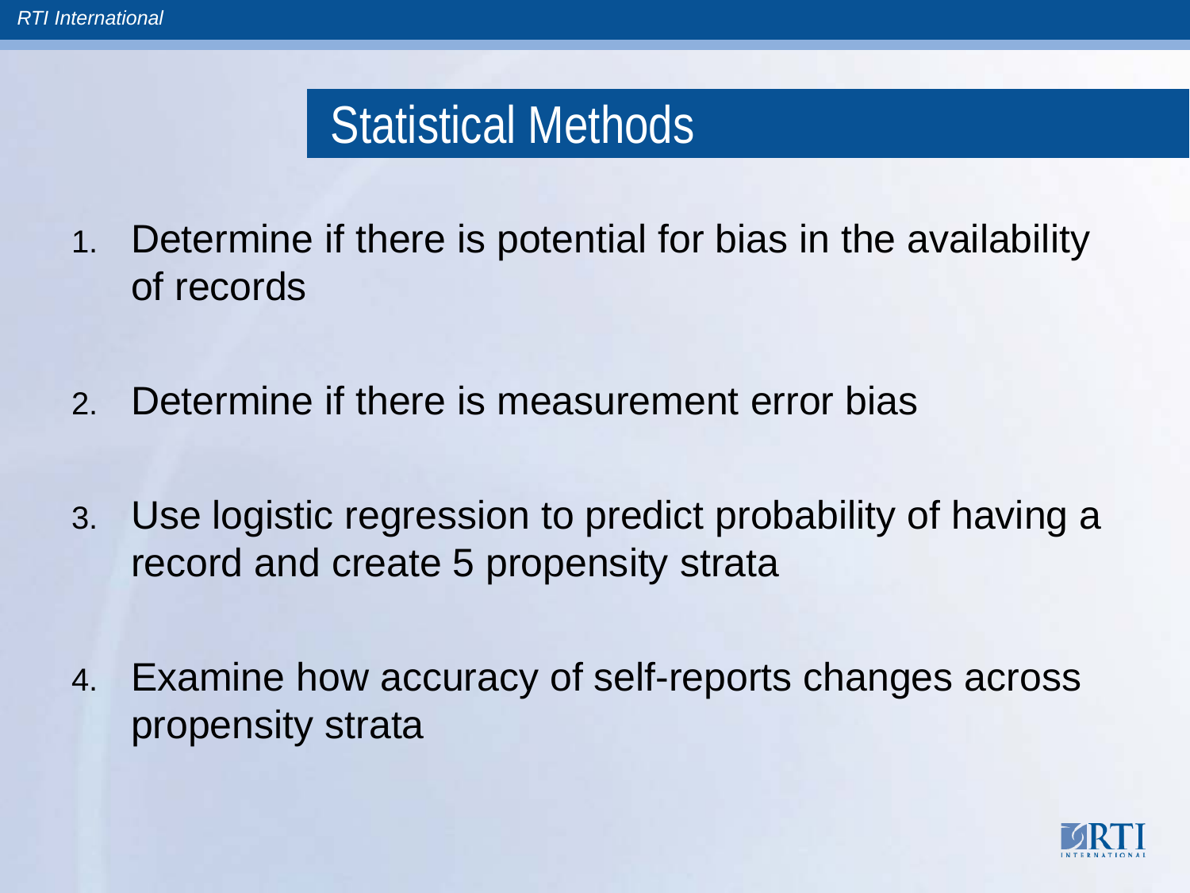# Statistical Methods

1. Determine if there is potential for bias in the availability of records

2. Determine if there is measurement error bias

3. Use logistic regression to predict probability of having a record and create 5 propensity strata

4. Examine how accuracy of self-reports changes across propensity strata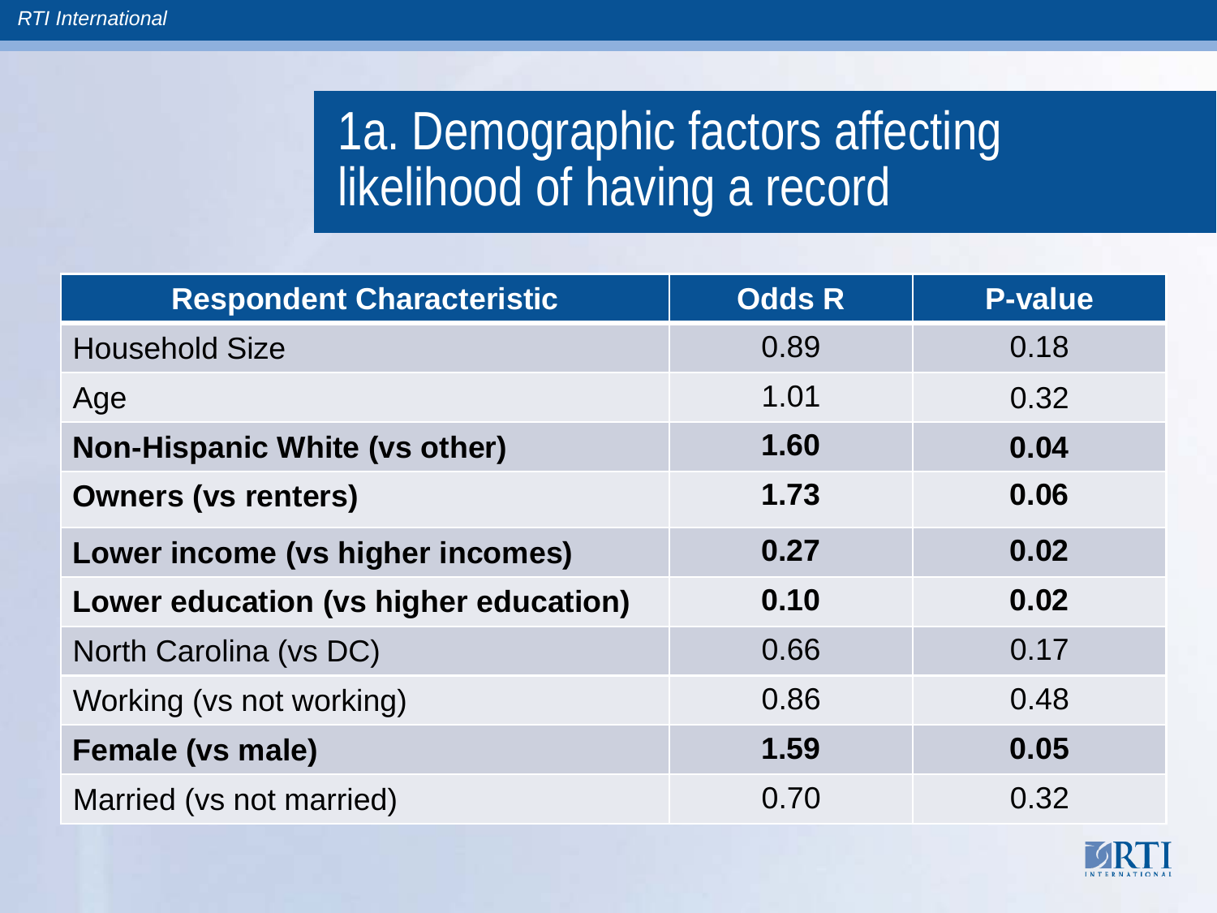# 1a. Demographic factors affecting likelihood of having a record

| Respondent Characteristic | Odds R | P-value |
|---|---|---|
| Household Size | 0.89 | 0.18 |
| Age | 1.01 | 0.32 |
| **Non-Hispanic White (vs other)** | **1.60** | **0.04** |
| **Owners (vs renters)** | **1.73** | **0.06** |
| **Lower income (vs higher incomes)** | **0.27** | **0.02** |
| **Lower education (vs higher education)** | **0.10** | **0.02** |
| North Carolina (vs DC) | 0.66 | 0.17 |
| Working (vs not working) | 0.86 | 0.48 |
| **Female (vs male)** | **1.59** | **0.05** |
| Married (vs not married) | 0.70 | 0.32 |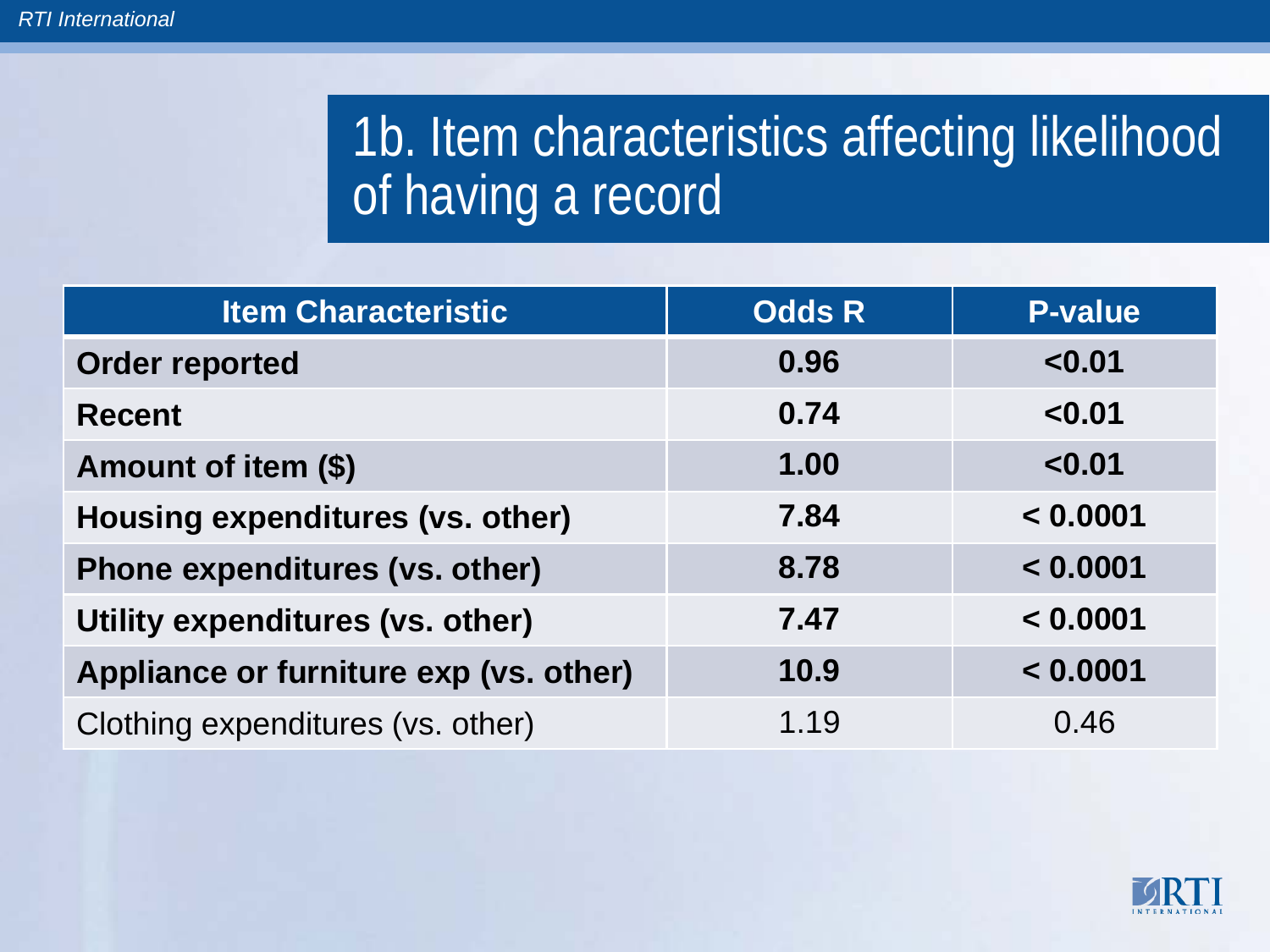# 1b. Item characteristics affecting likelihood of having a record

| Item Characteristic | Odds R | P-value |
|---|---|---|
| **Order reported** | **0.96** | **<0.01** |
| **Recent** | **0.74** | **<0.01** |
| **Amount of item ($)** | **1.00** | **<0.01** |
| **Housing expenditures (vs. other)** | **7.84** | **< 0.0001** |
| **Phone expenditures (vs. other)** | **8.78** | **< 0.0001** |
| **Utility expenditures (vs. other)** | **7.47** | **< 0.0001** |
| **Appliance or furniture exp (vs. other)** | **10.9** | **< 0.0001** |
| Clothing expenditures (vs. other) | 1.19 | 0.46 |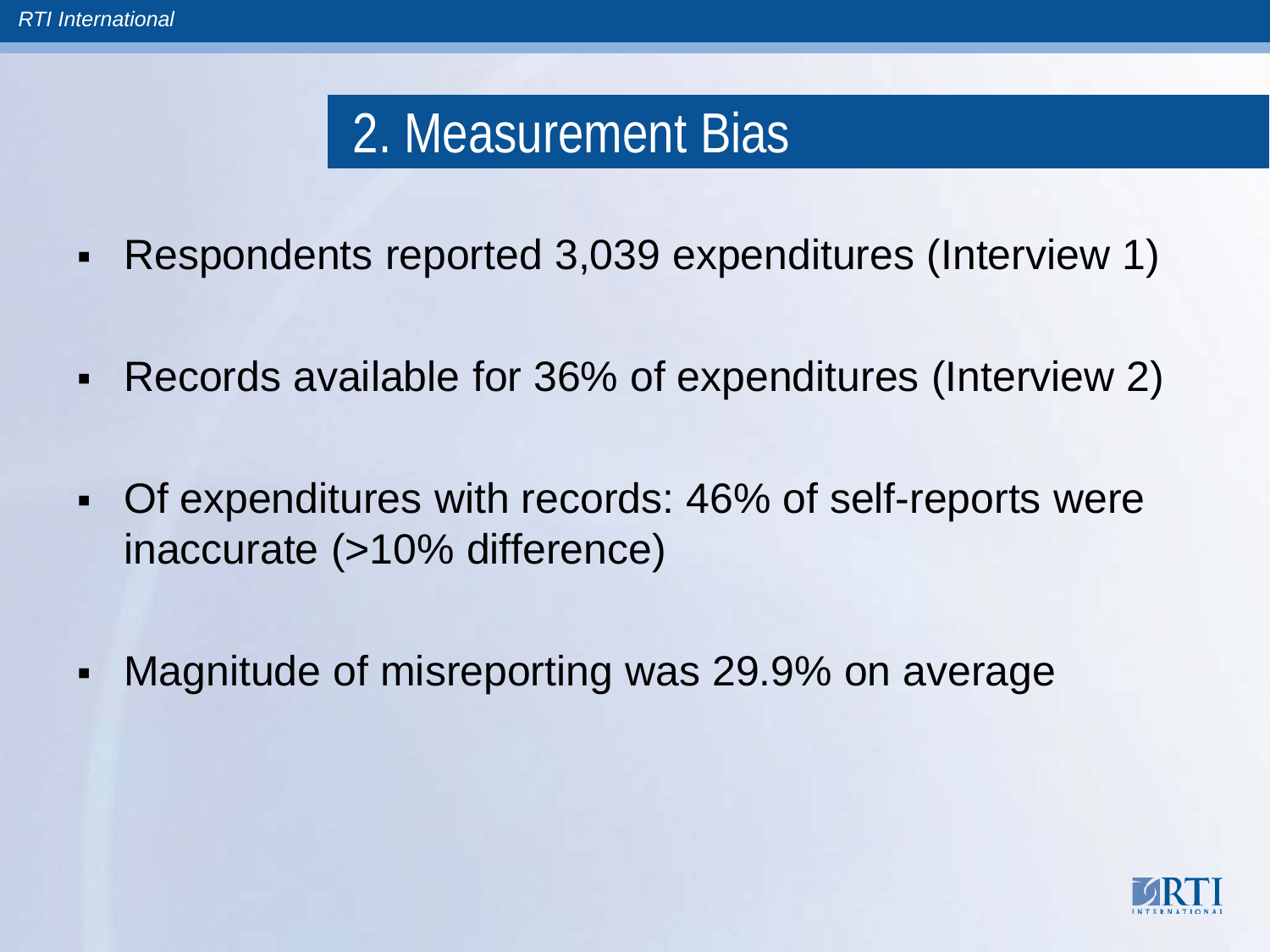## 2. Measurement Bias

- Respondents reported 3,039 expenditures (Interview 1)
- Records available for 36% of expenditures (Interview 2)
- Of expenditures with records: 46% of self-reports were inaccurate (>10% difference)
- Magnitude of misreporting was 29.9% on average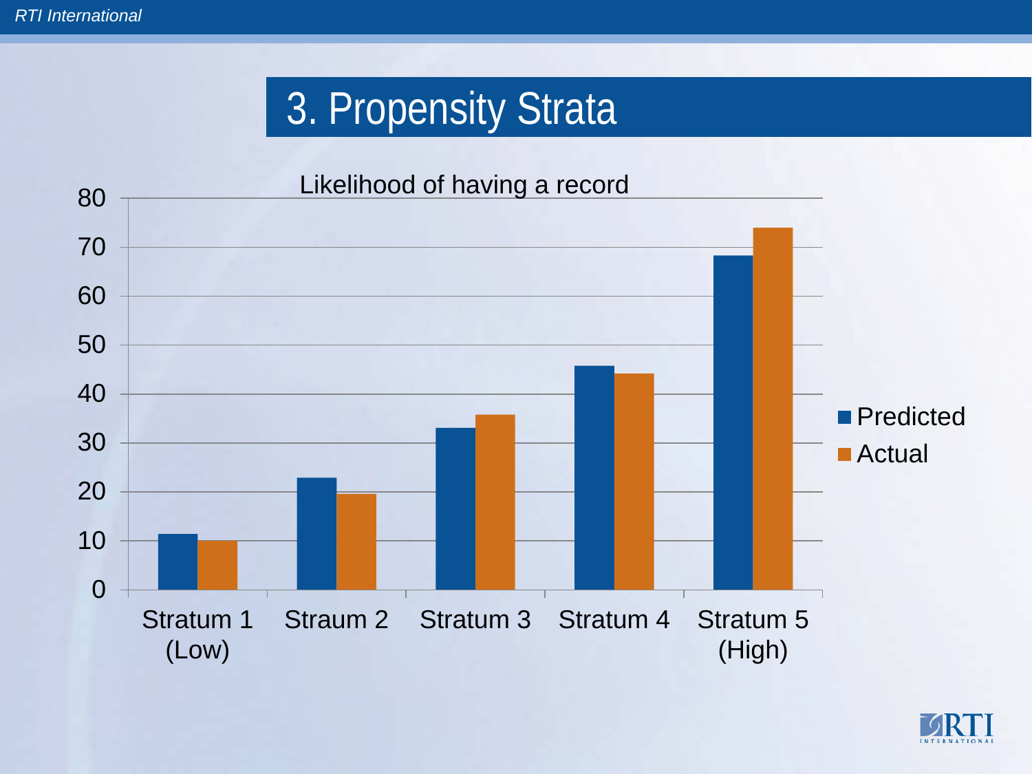# 3. Propensity Strata

Likelihood of having a record

| | Stratum 1 (Low) | Straum 2 | Stratum 3 | Stratum 4 | Stratum 5 (High) |
|---|---|---|---|---|---|
| Predicted | 11.4 | 22.9 | 33.1 | 45.8 | 68.3 |
| Actual | 10.1 | 19.6 | 35.8 | 44.2 | 74.0 |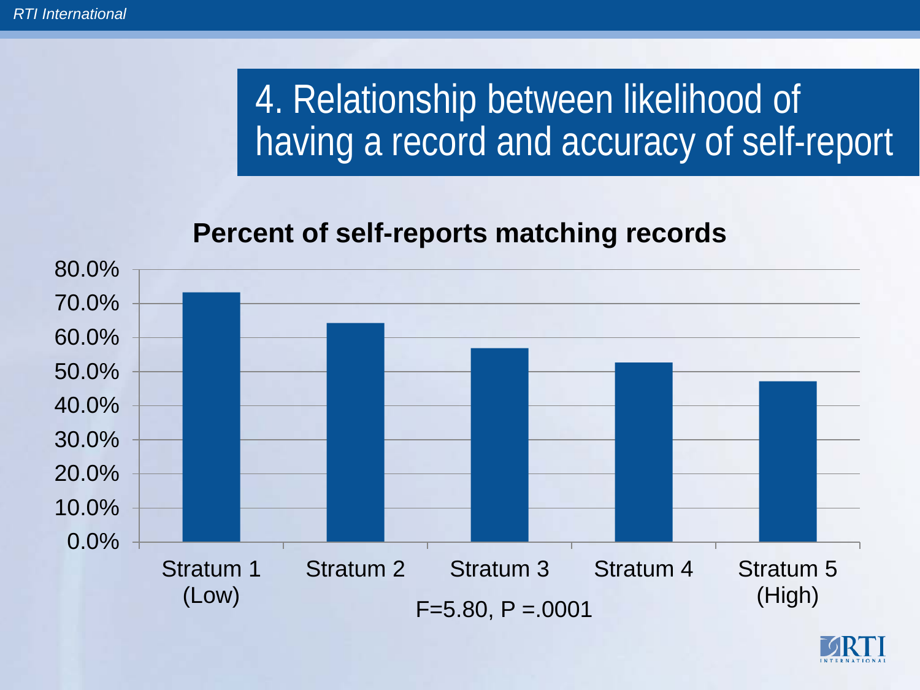# 4. Relationship between likelihood of having a record and accuracy of self-report

**Percent of self-reports matching records**

| | Stratum 1 (Low) | Stratum 2 | Stratum 3 | Stratum 4 | Stratum 5 (High) |
|---|---|---|---|---|---|
| Percent matching | ~73% | ~64% | ~57% | ~53% | ~47% |

$F=5.80$, $P=.0001$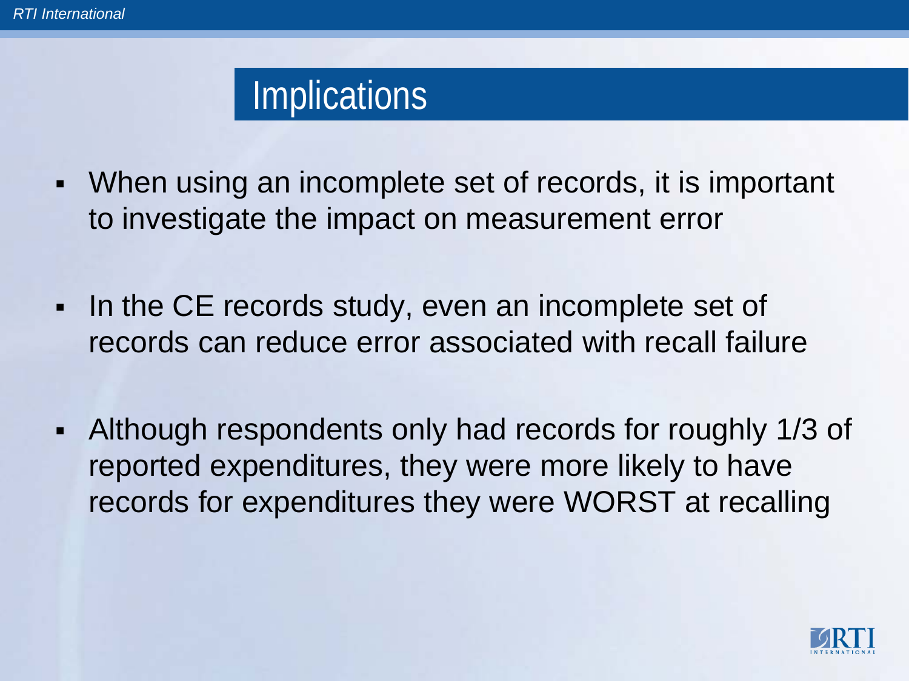# Implications

- When using an incomplete set of records, it is important to investigate the impact on measurement error
- In the CE records study, even an incomplete set of records can reduce error associated with recall failure
- Although respondents only had records for roughly 1/3 of reported expenditures, they were more likely to have records for expenditures they were WORST at recalling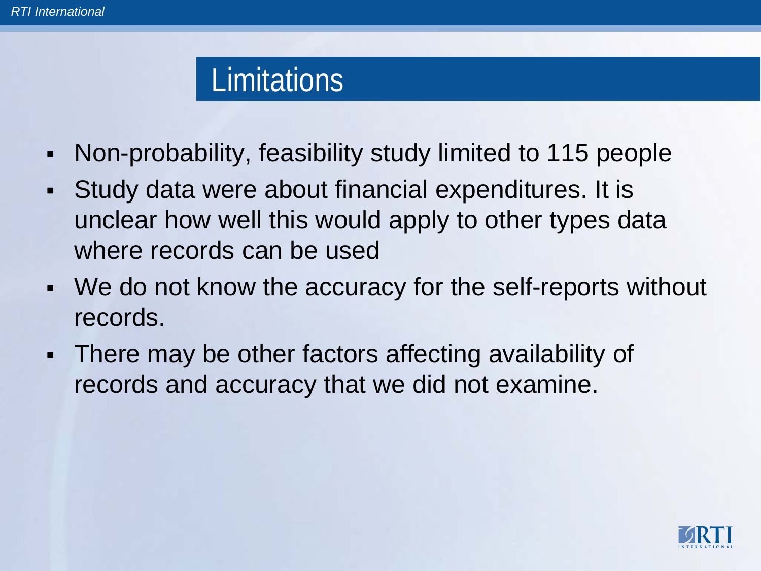# Limitations

- Non-probability, feasibility study limited to 115 people
- Study data were about financial expenditures. It is unclear how well this would apply to other types data where records can be used
- We do not know the accuracy for the self-reports without records.
- There may be other factors affecting availability of records and accuracy that we did not examine.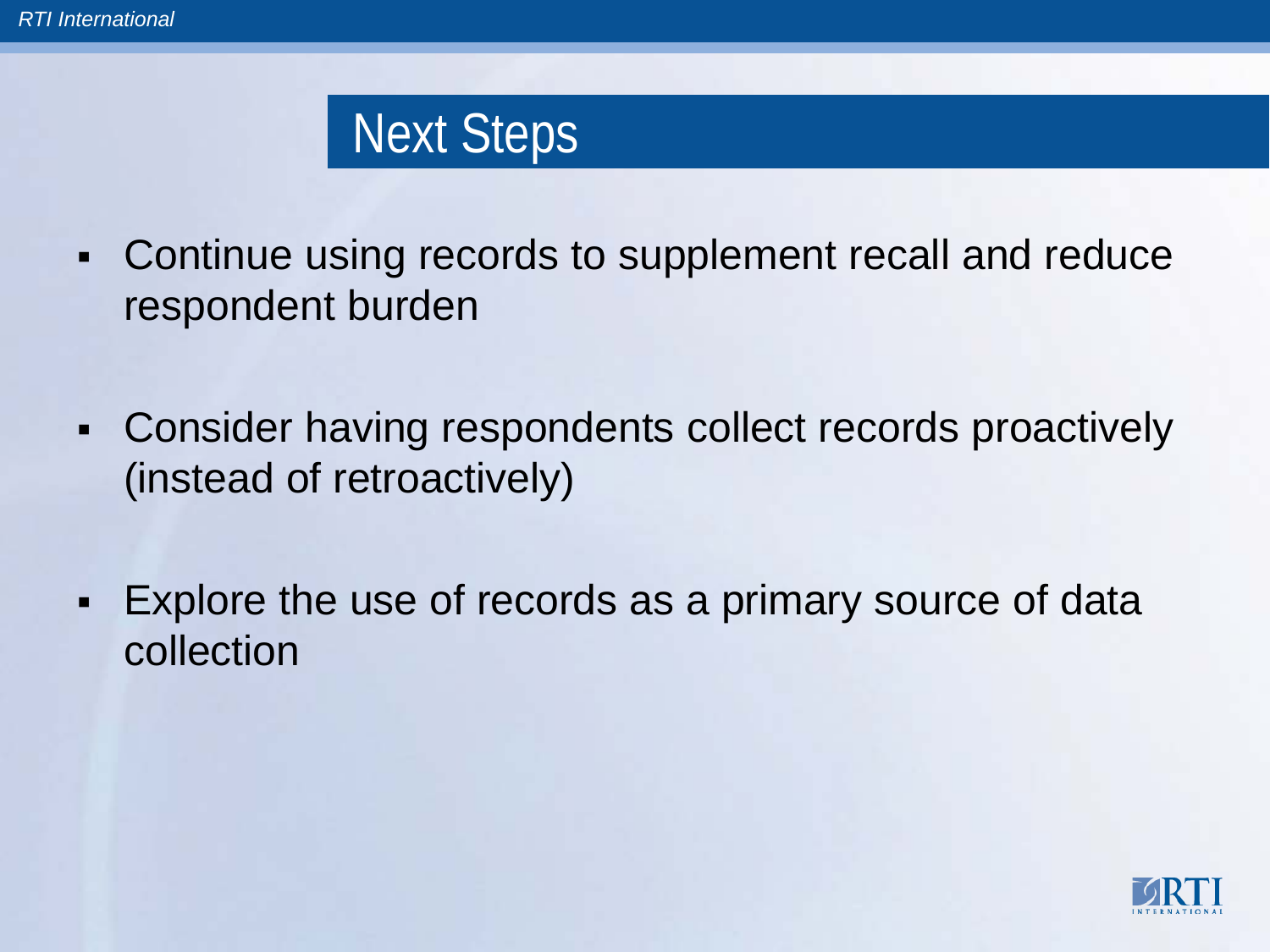# Next Steps

- Continue using records to supplement recall and reduce respondent burden
- Consider having respondents collect records proactively (instead of retroactively)
- Explore the use of records as a primary source of data collection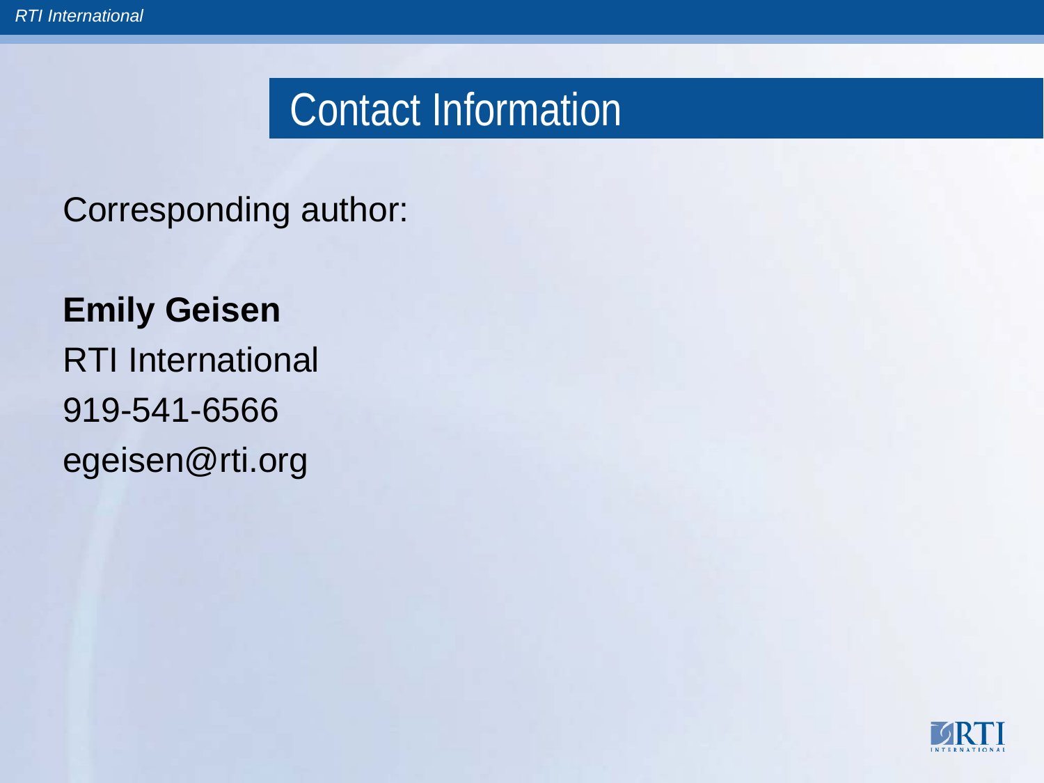# Contact Information

Corresponding author:

**Emily Geisen**
RTI International
919-541-6566
egeisen@rti.org